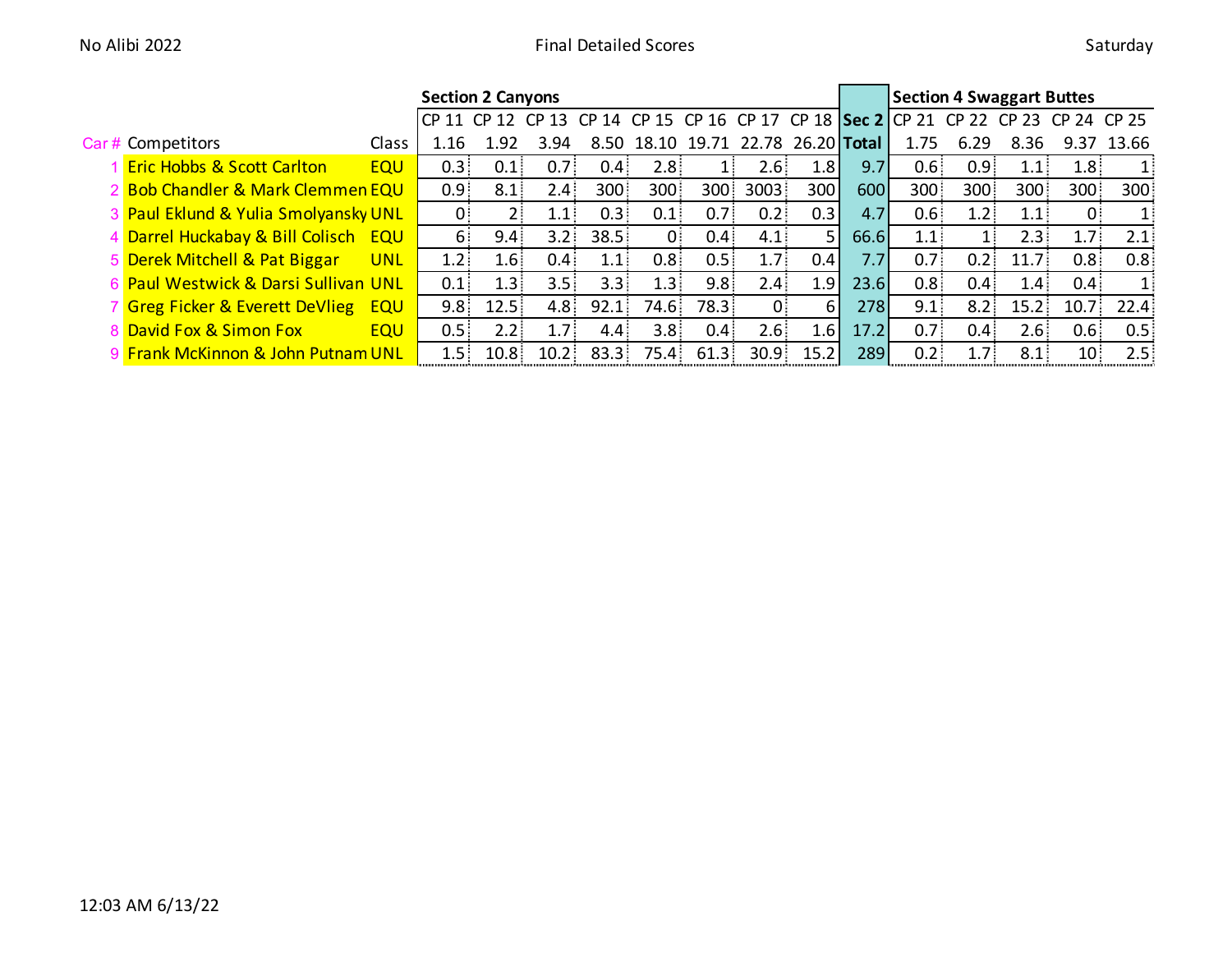No Alibi 2022 — Final Detailed Scores — Saturday

| | | | Section 2 Canyons | | | | | | | | | Section 4 Swaggart Buttes | | | | |
|---|---|---|---|---|---|---|---|---|---|---|---|---|---|---|---|---|
| | | | CP 11 | CP 12 | CP 13 | CP 14 | CP 15 | CP 16 | CP 17 | CP 18 | Sec 2 | CP 21 | CP 22 | CP 23 | CP 24 | CP 25 |
| Car # | Competitors | Class | 1.16 | 1.92 | 3.94 | 8.50 | 18.10 | 19.71 | 22.78 | 26.20 | Total | 1.75 | 6.29 | 8.36 | 9.37 | 13.66 |
| 1 | Eric Hobbs & Scott Carlton | EQU | 0.3 | 0.1 | 0.7 | 0.4 | 2.8 | 1 | 2.6 | 1.8 | 9.7 | 0.6 | 0.9 | 1.1 | 1.8 | 1 |
| 2 | Bob Chandler & Mark Clemmen | EQU | 0.9 | 8.1 | 2.4 | 300 | 300 | 300 | 3003 | 300 | 600 | 300 | 300 | 300 | 300 | 300 |
| 3 | Paul Eklund & Yulia Smolyansky | UNL | 0 | 2 | 1.1 | 0.3 | 0.1 | 0.7 | 0.2 | 0.3 | 4.7 | 0.6 | 1.2 | 1.1 | 0 | 1 |
| 4 | Darrel Huckabay & Bill Colisch | EQU | 6 | 9.4 | 3.2 | 38.5 | 0 | 0.4 | 4.1 | 5 | 66.6 | 1.1 | 1 | 2.3 | 1.7 | 2.1 |
| 5 | Derek Mitchell & Pat Biggar | UNL | 1.2 | 1.6 | 0.4 | 1.1 | 0.8 | 0.5 | 1.7 | 0.4 | 7.7 | 0.7 | 0.2 | 11.7 | 0.8 | 0.8 |
| 6 | Paul Westwick & Darsi Sullivan | UNL | 0.1 | 1.3 | 3.5 | 3.3 | 1.3 | 9.8 | 2.4 | 1.9 | 23.6 | 0.8 | 0.4 | 1.4 | 0.4 | 1 |
| 7 | Greg Ficker & Everett DeVlieg | EQU | 9.8 | 12.5 | 4.8 | 92.1 | 74.6 | 78.3 | 0 | 6 | 278 | 9.1 | 8.2 | 15.2 | 10.7 | 22.4 |
| 8 | David Fox & Simon Fox | EQU | 0.5 | 2.2 | 1.7 | 4.4 | 3.8 | 0.4 | 2.6 | 1.6 | 17.2 | 0.7 | 0.4 | 2.6 | 0.6 | 0.5 |
| 9 | Frank McKinnon & John Putnam | UNL | 1.5 | 10.8 | 10.2 | 83.3 | 75.4 | 61.3 | 30.9 | 15.2 | 289 | 0.2 | 1.7 | 8.1 | 10 | 2.5 |

12:03 AM 6/13/22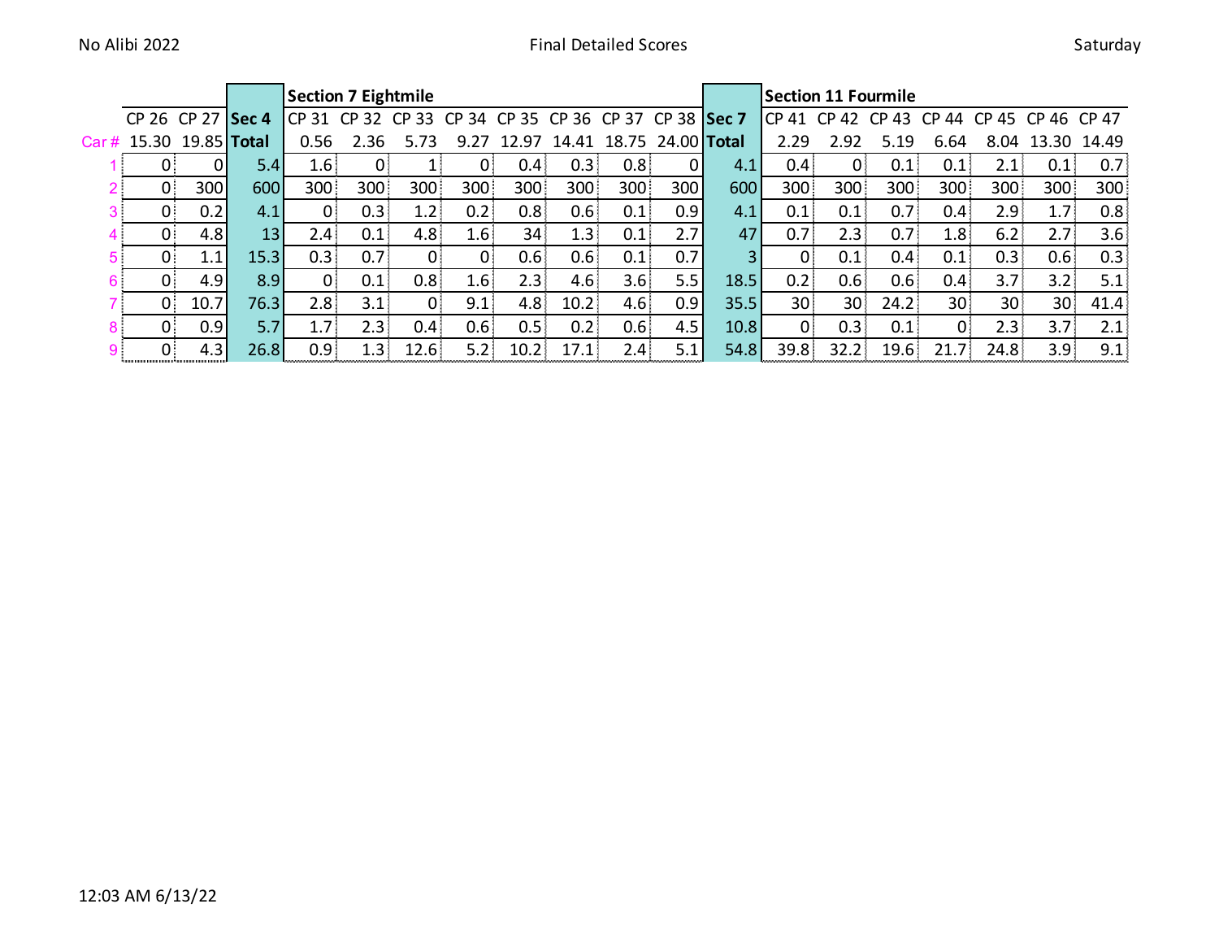| | CP 26 | CP 27 | Sec 4 | Section 7 Eightmile | | | | | | | | Sec 7 | Section 11 Fourmile | | | | | | |
|---|---|---|---|---|---|---|---|---|---|---|---|---|---|---|---|---|---|---|---|
| | | | | CP 31 | CP 32 | CP 33 | CP 34 | CP 35 | CP 36 | CP 37 | CP 38 | | CP 41 | CP 42 | CP 43 | CP 44 | CP 45 | CP 46 | CP 47 |
| Car # | 15.30 | 19.85 | Total | 0.56 | 2.36 | 5.73 | 9.27 | 12.97 | 14.41 | 18.75 | 24.00 | Total | 2.29 | 2.92 | 5.19 | 6.64 | 8.04 | 13.30 | 14.49 |
| 1 | 0 | 0 | 5.4 | 1.6 | 0 | 1 | 0 | 0.4 | 0.3 | 0.8 | 0 | 4.1 | 0.4 | 0 | 0.1 | 0.1 | 2.1 | 0.1 | 0.7 |
| 2 | 0 | 300 | 600 | 300 | 300 | 300 | 300 | 300 | 300 | 300 | 300 | 600 | 300 | 300 | 300 | 300 | 300 | 300 | 300 |
| 3 | 0 | 0.2 | 4.1 | 0 | 0.3 | 1.2 | 0.2 | 0.8 | 0.6 | 0.1 | 0.9 | 4.1 | 0.1 | 0.1 | 0.7 | 0.4 | 2.9 | 1.7 | 0.8 |
| 4 | 0 | 4.8 | 13 | 2.4 | 0.1 | 4.8 | 1.6 | 34 | 1.3 | 0.1 | 2.7 | 47 | 0.7 | 2.3 | 0.7 | 1.8 | 6.2 | 2.7 | 3.6 |
| 5 | 0 | 1.1 | 15.3 | 0.3 | 0.7 | 0 | 0 | 0.6 | 0.6 | 0.1 | 0.7 | 3 | 0 | 0.1 | 0.4 | 0.1 | 0.3 | 0.6 | 0.3 |
| 6 | 0 | 4.9 | 8.9 | 0 | 0.1 | 0.8 | 1.6 | 2.3 | 4.6 | 3.6 | 5.5 | 18.5 | 0.2 | 0.6 | 0.6 | 0.4 | 3.7 | 3.2 | 5.1 |
| 7 | 0 | 10.7 | 76.3 | 2.8 | 3.1 | 0 | 9.1 | 4.8 | 10.2 | 4.6 | 0.9 | 35.5 | 30 | 30 | 24.2 | 30 | 30 | 30 | 41.4 |
| 8 | 0 | 0.9 | 5.7 | 1.7 | 2.3 | 0.4 | 0.6 | 0.5 | 0.2 | 0.6 | 4.5 | 10.8 | 0 | 0.3 | 0.1 | 0 | 2.3 | 3.7 | 2.1 |
| 9 | 0 | 4.3 | 26.8 | 0.9 | 1.3 | 12.6 | 5.2 | 10.2 | 17.1 | 2.4 | 5.1 | 54.8 | 39.8 | 32.2 | 19.6 | 21.7 | 24.8 | 3.9 | 9.1 |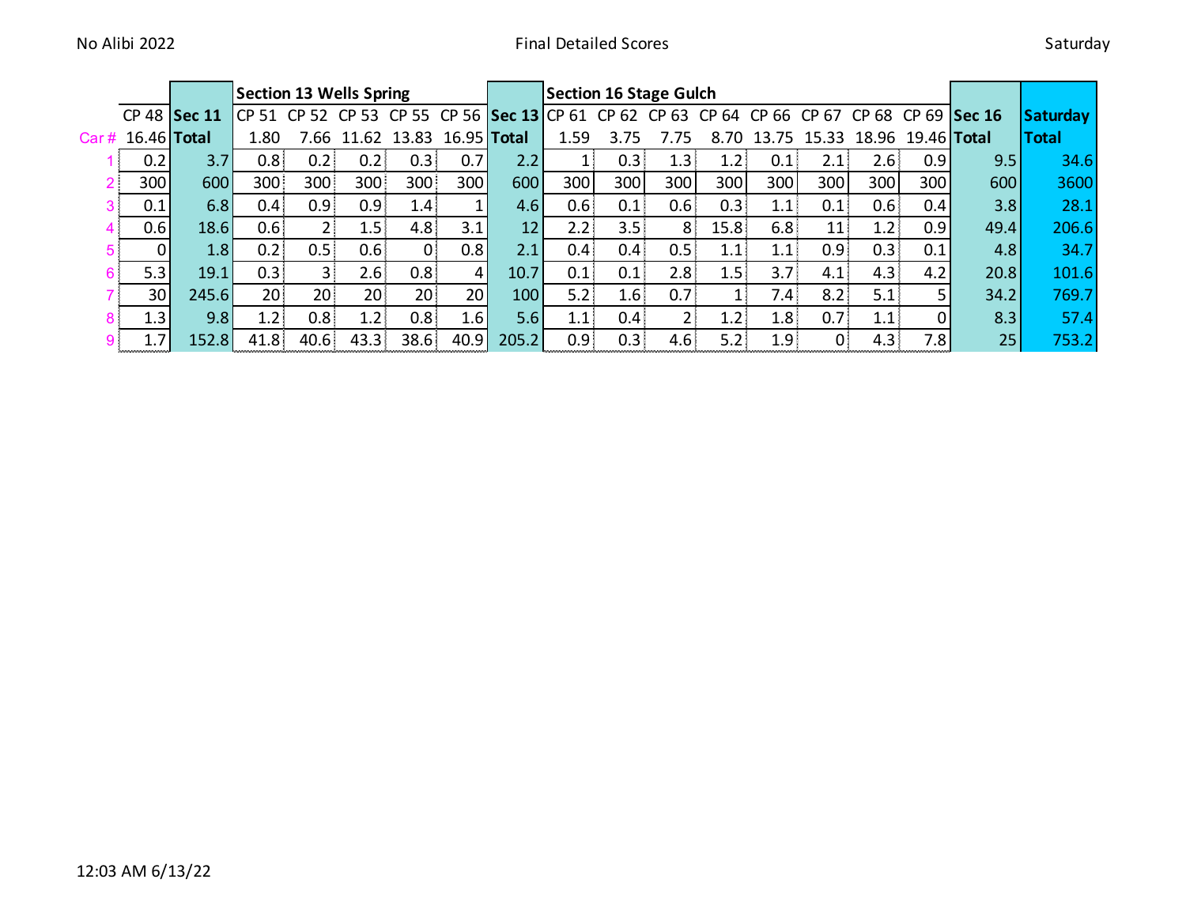No Alibi 2022 — Final Detailed Scores — Saturday

| | | | Section 13 Wells Spring | | | | | | Section 16 Stage Gulch | | | | | | | | | |
|---|---|---|---|---|---|---|---|---|---|---|---|---|---|---|---|---|---|---|
| | CP 48 | Sec 11 | CP 51 | CP 52 | CP 53 | CP 55 | CP 56 | Sec 13 | CP 61 | CP 62 | CP 63 | CP 64 | CP 66 | CP 67 | CP 68 | CP 69 | Sec 16 | Saturday |
| Car # | 16.46 | Total | 1.80 | 7.66 | 11.62 | 13.83 | 16.95 | Total | 1.59 | 3.75 | 7.75 | 8.70 | 13.75 | 15.33 | 18.96 | 19.46 | Total | Total |
| 1 | 0.2 | 3.7 | 0.8 | 0.2 | 0.2 | 0.3 | 0.7 | 2.2 | 1 | 0.3 | 1.3 | 1.2 | 0.1 | 2.1 | 2.6 | 0.9 | 9.5 | 34.6 |
| 2 | 300 | 600 | 300 | 300 | 300 | 300 | 300 | 600 | 300 | 300 | 300 | 300 | 300 | 300 | 300 | 300 | 600 | 3600 |
| 3 | 0.1 | 6.8 | 0.4 | 0.9 | 0.9 | 1.4 | 1 | 4.6 | 0.6 | 0.1 | 0.6 | 0.3 | 1.1 | 0.1 | 0.6 | 0.4 | 3.8 | 28.1 |
| 4 | 0.6 | 18.6 | 0.6 | 2 | 1.5 | 4.8 | 3.1 | 12 | 2.2 | 3.5 | 8 | 15.8 | 6.8 | 11 | 1.2 | 0.9 | 49.4 | 206.6 |
| 5 | 0 | 1.8 | 0.2 | 0.5 | 0.6 | 0 | 0.8 | 2.1 | 0.4 | 0.4 | 0.5 | 1.1 | 1.1 | 0.9 | 0.3 | 0.1 | 4.8 | 34.7 |
| 6 | 5.3 | 19.1 | 0.3 | 3 | 2.6 | 0.8 | 4 | 10.7 | 0.1 | 0.1 | 2.8 | 1.5 | 3.7 | 4.1 | 4.3 | 4.2 | 20.8 | 101.6 |
| 7 | 30 | 245.6 | 20 | 20 | 20 | 20 | 20 | 100 | 5.2 | 1.6 | 0.7 | 1 | 7.4 | 8.2 | 5.1 | 5 | 34.2 | 769.7 |
| 8 | 1.3 | 9.8 | 1.2 | 0.8 | 1.2 | 0.8 | 1.6 | 5.6 | 1.1 | 0.4 | 2 | 1.2 | 1.8 | 0.7 | 1.1 | 0 | 8.3 | 57.4 |
| 9 | 1.7 | 152.8 | 41.8 | 40.6 | 43.3 | 38.6 | 40.9 | 205.2 | 0.9 | 0.3 | 4.6 | 5.2 | 1.9 | 0 | 4.3 | 7.8 | 25 | 753.2 |

12:03 AM 6/13/22